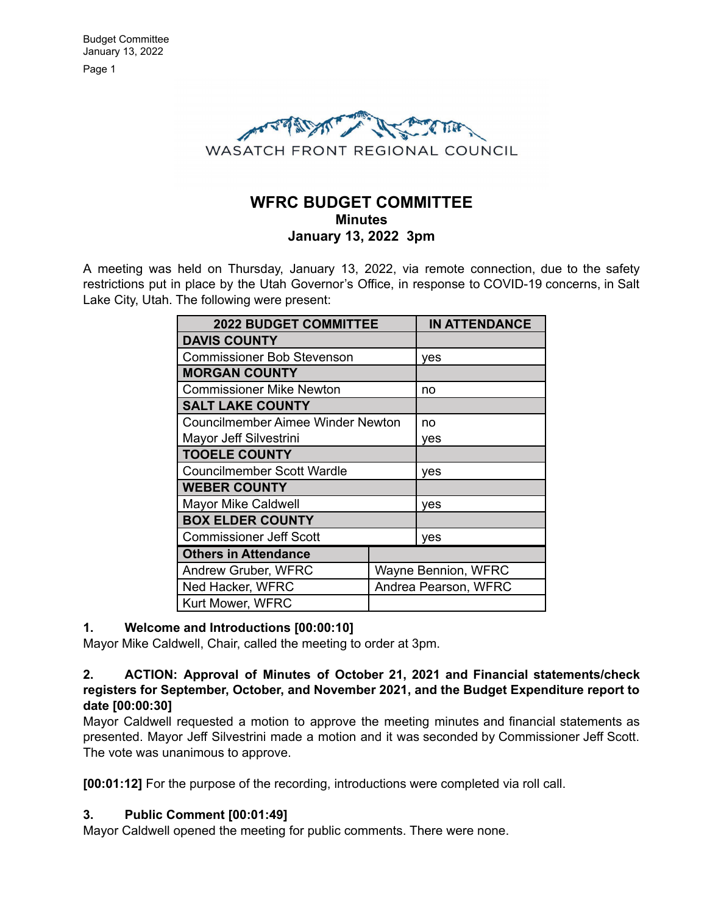WASATCH FRONT REGIONAL COUNCIL

# WFRC BUDGET COMMITTEE
## Minutes
## January 13, 2022 3pm

A meeting was held on Thursday, January 13, 2022, via remote connection, due to the safety restrictions put in place by the Utah Governor's Office, in response to COVID-19 concerns, in Salt Lake City, Utah. The following were present:

| 2022 BUDGET COMMITTEE | IN ATTENDANCE |
|---|---|
| **DAVIS COUNTY** | |
| Commissioner Bob Stevenson | yes |
| **MORGAN COUNTY** | |
| Commissioner Mike Newton | no |
| **SALT LAKE COUNTY** | |
| Councilmember Aimee Winder Newton | no |
| Mayor Jeff Silvestrini | yes |
| **TOOELE COUNTY** | |
| Councilmember Scott Wardle | yes |
| **WEBER COUNTY** | |
| Mayor Mike Caldwell | yes |
| **BOX ELDER COUNTY** | |
| Commissioner Jeff Scott | yes |
| **Others in Attendance** | |
| Andrew Gruber, WFRC | Wayne Bennion, WFRC |
| Ned Hacker, WFRC | Andrea Pearson, WFRC |
| Kurt Mower, WFRC | |

**1. Welcome and Introductions [00:00:10]**

Mayor Mike Caldwell, Chair, called the meeting to order at 3pm.

**2. ACTION: Approval of Minutes of October 21, 2021 and Financial statements/check registers for September, October, and November 2021, and the Budget Expenditure report to date [00:00:30]**

Mayor Caldwell requested a motion to approve the meeting minutes and financial statements as presented. Mayor Jeff Silvestrini made a motion and it was seconded by Commissioner Jeff Scott. The vote was unanimous to approve.

**[00:01:12]** For the purpose of the recording, introductions were completed via roll call.

**3. Public Comment [00:01:49]**

Mayor Caldwell opened the meeting for public comments. There were none.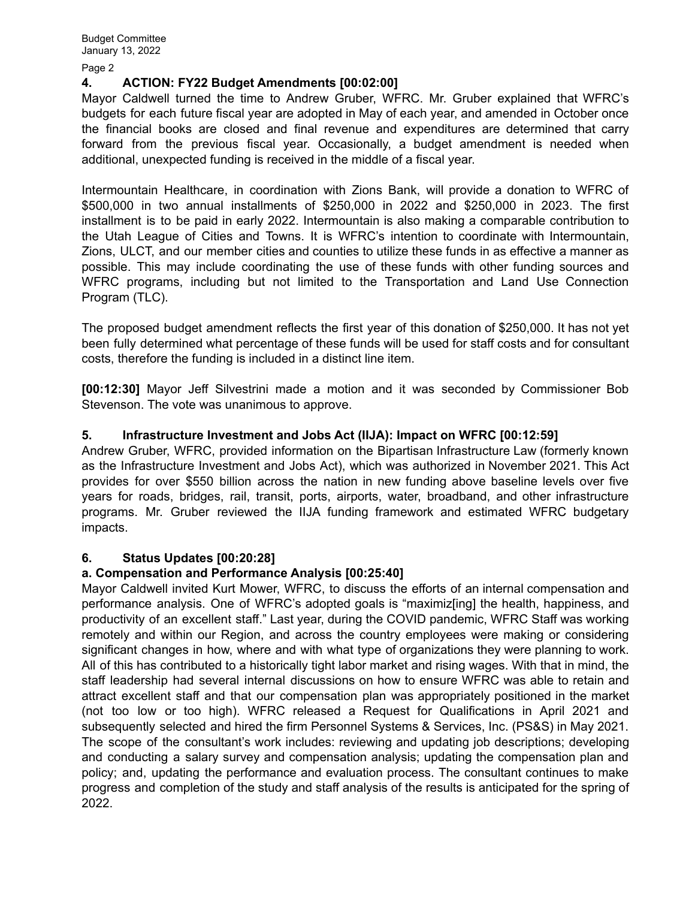## 4. ACTION: FY22 Budget Amendments [00:02:00]

Mayor Caldwell turned the time to Andrew Gruber, WFRC. Mr. Gruber explained that WFRC's budgets for each future fiscal year are adopted in May of each year, and amended in October once the financial books are closed and final revenue and expenditures are determined that carry forward from the previous fiscal year. Occasionally, a budget amendment is needed when additional, unexpected funding is received in the middle of a fiscal year.

Intermountain Healthcare, in coordination with Zions Bank, will provide a donation to WFRC of $500,000 in two annual installments of $250,000 in 2022 and $250,000 in 2023. The first installment is to be paid in early 2022. Intermountain is also making a comparable contribution to the Utah League of Cities and Towns. It is WFRC's intention to coordinate with Intermountain, Zions, ULCT, and our member cities and counties to utilize these funds in as effective a manner as possible. This may include coordinating the use of these funds with other funding sources and WFRC programs, including but not limited to the Transportation and Land Use Connection Program (TLC).

The proposed budget amendment reflects the first year of this donation of $250,000. It has not yet been fully determined what percentage of these funds will be used for staff costs and for consultant costs, therefore the funding is included in a distinct line item.

**[00:12:30]** Mayor Jeff Silvestrini made a motion and it was seconded by Commissioner Bob Stevenson. The vote was unanimous to approve.

## 5. Infrastructure Investment and Jobs Act (IIJA): Impact on WFRC [00:12:59]

Andrew Gruber, WFRC, provided information on the Bipartisan Infrastructure Law (formerly known as the Infrastructure Investment and Jobs Act), which was authorized in November 2021. This Act provides for over $550 billion across the nation in new funding above baseline levels over five years for roads, bridges, rail, transit, ports, airports, water, broadband, and other infrastructure programs. Mr. Gruber reviewed the IIJA funding framework and estimated WFRC budgetary impacts.

## 6. Status Updates [00:20:28]

### a. Compensation and Performance Analysis [00:25:40]

Mayor Caldwell invited Kurt Mower, WFRC, to discuss the efforts of an internal compensation and performance analysis. One of WFRC's adopted goals is "maximiz[ing] the health, happiness, and productivity of an excellent staff." Last year, during the COVID pandemic, WFRC Staff was working remotely and within our Region, and across the country employees were making or considering significant changes in how, where and with what type of organizations they were planning to work. All of this has contributed to a historically tight labor market and rising wages. With that in mind, the staff leadership had several internal discussions on how to ensure WFRC was able to retain and attract excellent staff and that our compensation plan was appropriately positioned in the market (not too low or too high). WFRC released a Request for Qualifications in April 2021 and subsequently selected and hired the firm Personnel Systems & Services, Inc. (PS&S) in May 2021. The scope of the consultant's work includes: reviewing and updating job descriptions; developing and conducting a salary survey and compensation analysis; updating the compensation plan and policy; and, updating the performance and evaluation process. The consultant continues to make progress and completion of the study and staff analysis of the results is anticipated for the spring of 2022.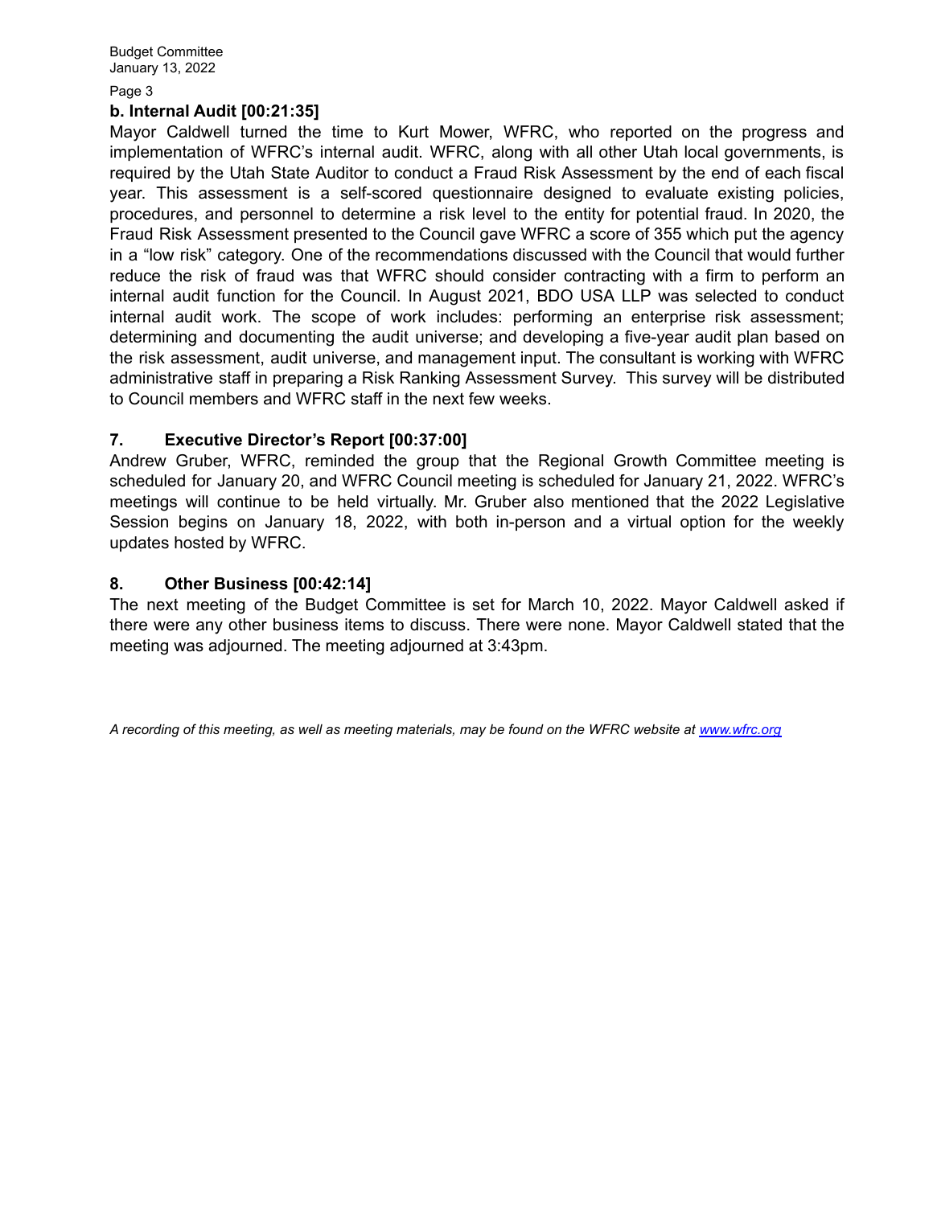### b. Internal Audit [00:21:35]

Mayor Caldwell turned the time to Kurt Mower, WFRC, who reported on the progress and implementation of WFRC's internal audit. WFRC, along with all other Utah local governments, is required by the Utah State Auditor to conduct a Fraud Risk Assessment by the end of each fiscal year. This assessment is a self-scored questionnaire designed to evaluate existing policies, procedures, and personnel to determine a risk level to the entity for potential fraud. In 2020, the Fraud Risk Assessment presented to the Council gave WFRC a score of 355 which put the agency in a "low risk" category. One of the recommendations discussed with the Council that would further reduce the risk of fraud was that WFRC should consider contracting with a firm to perform an internal audit function for the Council. In August 2021, BDO USA LLP was selected to conduct internal audit work. The scope of work includes: performing an enterprise risk assessment; determining and documenting the audit universe; and developing a five-year audit plan based on the risk assessment, audit universe, and management input. The consultant is working with WFRC administrative staff in preparing a Risk Ranking Assessment Survey. This survey will be distributed to Council members and WFRC staff in the next few weeks.

## 7. Executive Director's Report [00:37:00]

Andrew Gruber, WFRC, reminded the group that the Regional Growth Committee meeting is scheduled for January 20, and WFRC Council meeting is scheduled for January 21, 2022. WFRC's meetings will continue to be held virtually. Mr. Gruber also mentioned that the 2022 Legislative Session begins on January 18, 2022, with both in-person and a virtual option for the weekly updates hosted by WFRC.

## 8. Other Business [00:42:14]

The next meeting of the Budget Committee is set for March 10, 2022. Mayor Caldwell asked if there were any other business items to discuss. There were none. Mayor Caldwell stated that the meeting was adjourned. The meeting adjourned at 3:43pm.

*A recording of this meeting, as well as meeting materials, may be found on the WFRC website at [www.wfrc.org](http://www.wfrc.org)*